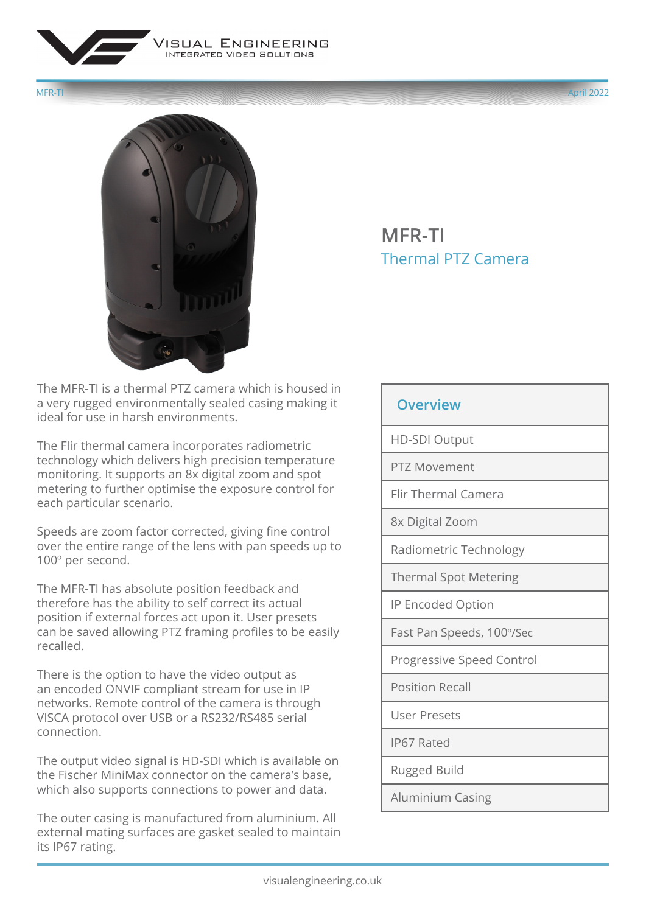# MFR-TI

## Thermal PTZ Camera

The MFR-TI is a thermal PTZ camera which is housed in a very rugged environmentally sealed casing making it ideal for use in harsh environments.

The Flir thermal camera incorporates radiometric technology which delivers high precision temperature monitoring. It supports an 8x digital zoom and spot metering to further optimise the exposure control for each particular scenario.

Speeds are zoom factor corrected, giving fine control over the entire range of the lens with pan speeds up to 100º per second.

The MFR-TI has absolute position feedback and therefore has the ability to self correct its actual position if external forces act upon it. User presets can be saved allowing PTZ framing profiles to be easily recalled.

There is the option to have the video output as an encoded ONVIF compliant stream for use in IP networks. Remote control of the camera is through VISCA protocol over USB or a RS232/RS485 serial connection.

The output video signal is HD-SDI which is available on the Fischer MiniMax connector on the camera's base, which also supports connections to power and data.

The outer casing is manufactured from aluminium. All external mating surfaces are gasket sealed to maintain its IP67 rating.

| Overview |
| --- |
| HD-SDI Output |
| PTZ Movement |
| Flir Thermal Camera |
| 8x Digital Zoom |
| Radiometric Technology |
| Thermal Spot Metering |
| IP Encoded Option |
| Fast Pan Speeds, 100º/Sec |
| Progressive Speed Control |
| Position Recall |
| User Presets |
| IP67 Rated |
| Rugged Build |
| Aluminium Casing |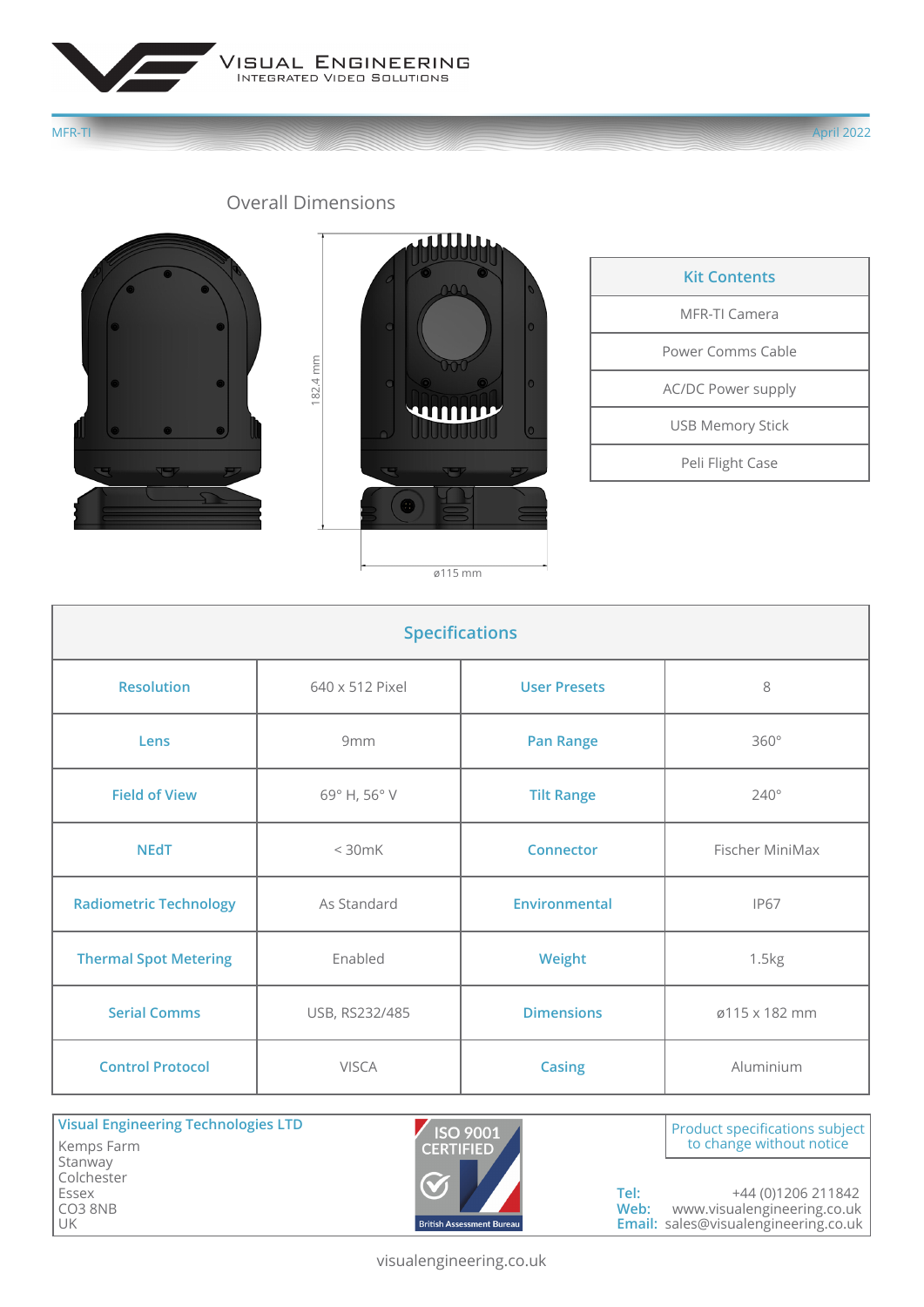## Overall Dimensions

182,4 mm

ø115 mm

| Kit Contents |
|---|
| MFR-TI Camera |
| Power Comms Cable |
| AC/DC Power supply |
| USB Memory Stick |
| Peli Flight Case |

## Specifications

| | | | |
|---|---|---|---|
| Resolution | 640 x 512 Pixel | User Presets | 8 |
| Lens | 9mm | Pan Range | 360° |
| Field of View | 69° H, 56° V | Tilt Range | 240° |
| NEdT | < 30mK | Connector | Fischer MiniMax |
| Radiometric Technology | As Standard | Environmental | IP67 |
| Thermal Spot Metering | Enabled | Weight | 1.5kg |
| Serial Comms | USB, RS232/485 | Dimensions | ø115 x 182 mm |
| Control Protocol | VISCA | Casing | Aluminium |

**Visual Engineering Technologies LTD**
Kemps Farm
Stanway
Colchester
Essex
CO3 8NB
UK

ISO 9001 CERTIFIED
British Assessment Bureau

Product specifications subject to change without notice

Tel: +44 (0)1206 211842
Web: www.visualengineering.co.uk
Email: sales@visualengineering.co.uk